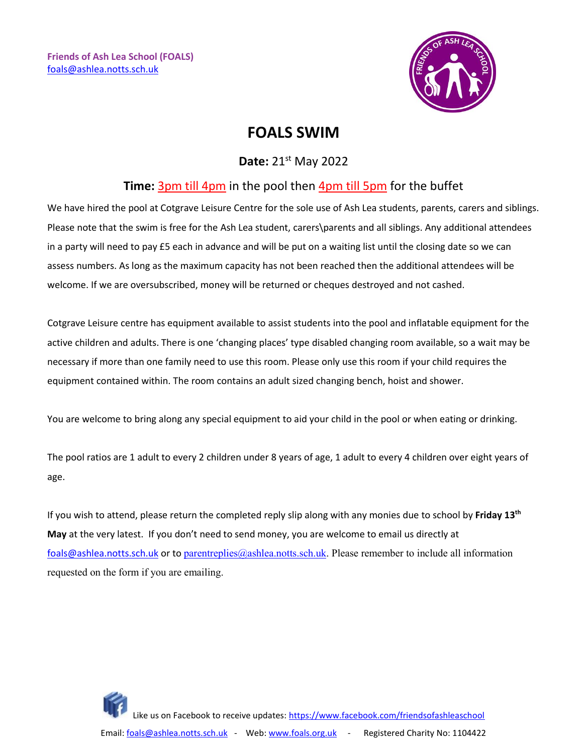**Friends of Ash Lea School (FOALS)**
foals@ashlea.notts.sch.uk

# FOALS SWIM

**Date:** 21st May 2022

**Time:** 3pm till 4pm in the pool then 4pm till 5pm for the buffet

We have hired the pool at Cotgrave Leisure Centre for the sole use of Ash Lea students, parents, carers and siblings. Please note that the swim is free for the Ash Lea student, carers\parents and all siblings. Any additional attendees in a party will need to pay £5 each in advance and will be put on a waiting list until the closing date so we can assess numbers. As long as the maximum capacity has not been reached then the additional attendees will be welcome. If we are oversubscribed, money will be returned or cheques destroyed and not cashed.

Cotgrave Leisure centre has equipment available to assist students into the pool and inflatable equipment for the active children and adults. There is one 'changing places' type disabled changing room available, so a wait may be necessary if more than one family need to use this room. Please only use this room if your child requires the equipment contained within. The room contains an adult sized changing bench, hoist and shower.

You are welcome to bring along any special equipment to aid your child in the pool or when eating or drinking.

The pool ratios are 1 adult to every 2 children under 8 years of age, 1 adult to every 4 children over eight years of age.

If you wish to attend, please return the completed reply slip along with any monies due to school by **Friday 13th May** at the very latest. If you don't need to send money, you are welcome to email us directly at foals@ashlea.notts.sch.uk or to parentreplies@ashlea.notts.sch.uk. Please remember to include all information requested on the form if you are emailing.

Like us on Facebook to receive updates: https://www.facebook.com/friendsofashleaschool

Email: foals@ashlea.notts.sch.uk - Web: www.foals.org.uk - Registered Charity No: 1104422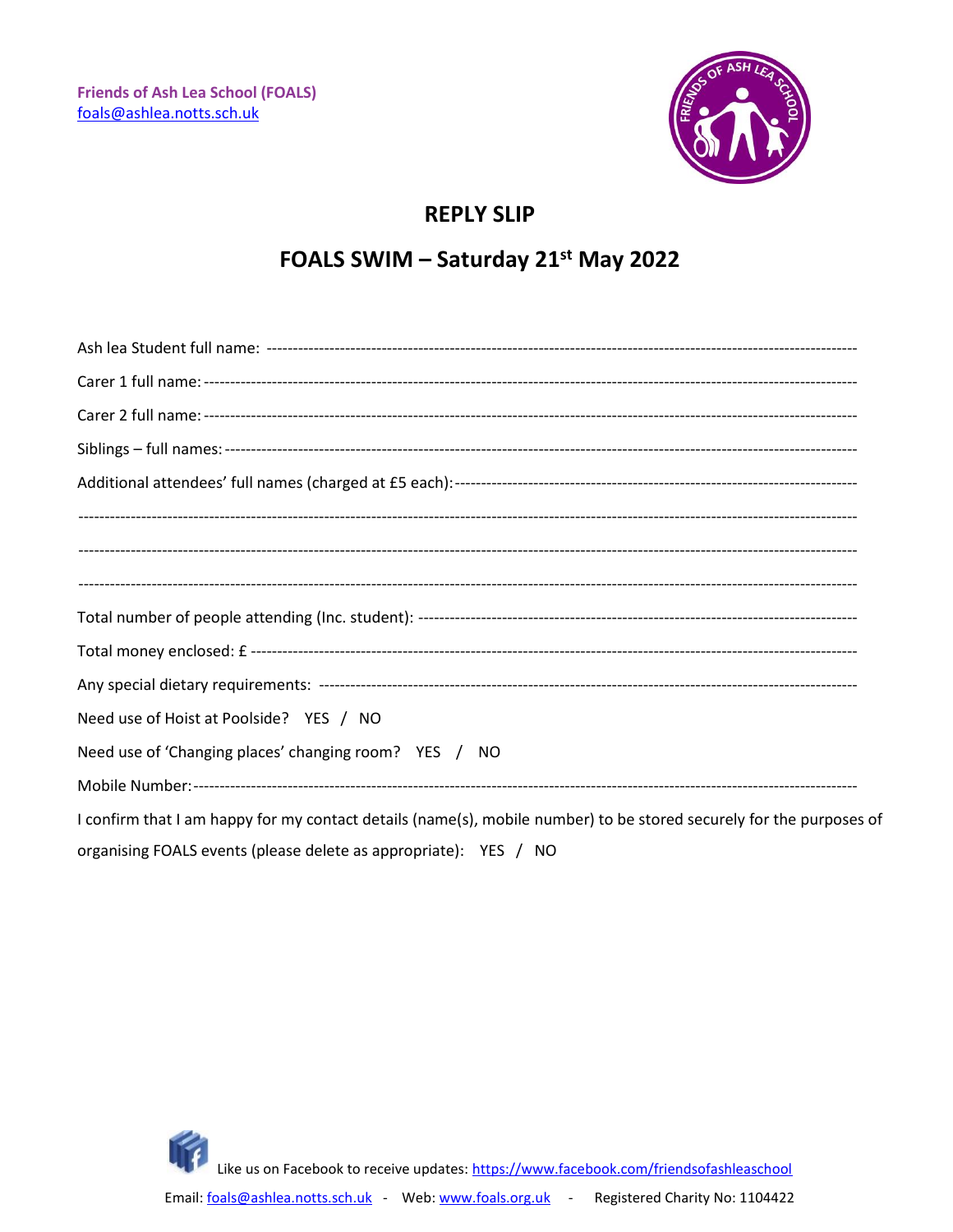Friends of Ash Lea School (FOALS)
foals@ashlea.notts.sch.uk

## REPLY SLIP

## FOALS SWIM – Saturday 21st May 2022

Ash lea Student full name: ---------------------------------------------------------------------------------------------------------

Carer 1 full name: ---------------------------------------------------------------------------------------------------------

Carer 2 full name: ---------------------------------------------------------------------------------------------------------

Siblings – full names: ---------------------------------------------------------------------------------------------------------

Additional attendees' full names (charged at £5 each): ---------------------------------------------------------------------------

---------------------------------------------------------------------------------------------------------------------------------

---------------------------------------------------------------------------------------------------------------------------------

---------------------------------------------------------------------------------------------------------------------------------

Total number of people attending (Inc. student): -----------------------------------------------------------------------------

Total money enclosed: £ ---------------------------------------------------------------------------------------------------------

Any special dietary requirements: ----------------------------------------------------------------------------------------------

Need use of Hoist at Poolside? YES / NO

Need use of 'Changing places' changing room? YES / NO

Mobile Number: ---------------------------------------------------------------------------------------------------------

I confirm that I am happy for my contact details (name(s), mobile number) to be stored securely for the purposes of organising FOALS events (please delete as appropriate): YES / NO

Like us on Facebook to receive updates: https://www.facebook.com/friendsofashleaschool

Email: foals@ashlea.notts.sch.uk - Web: www.foals.org.uk - Registered Charity No: 1104422